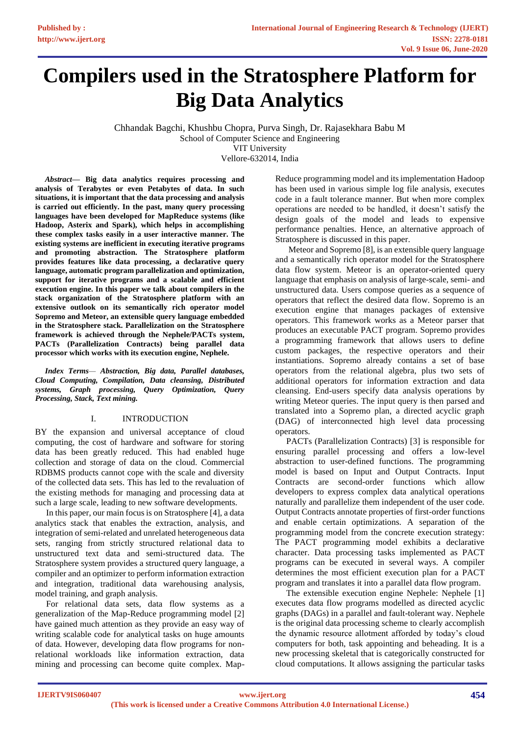# Compilers used in the Stratosphere Platform for Big Data Analytics

Chhandak Bagchi, Khushbu Chopra, Purva Singh, Dr. Rajasekhara Babu M
School of Computer Science and Engineering
VIT University
Vellore-632014, India

***Abstract*— Big data analytics requires processing and analysis of Terabytes or even Petabytes of data. In such situations, it is important that the data processing and analysis is carried out efficiently. In the past, many query processing languages have been developed for MapReduce systems (like Hadoop, Asterix and Spark), which helps in accomplishing these complex tasks easily in a user interactive manner. The existing systems are inefficient in executing iterative programs and promoting abstraction. The Stratosphere platform provides features like data processing, a declarative query language, automatic program parallelization and optimization, support for iterative programs and a scalable and efficient execution engine. In this paper we talk about compilers in the stack organization of the Stratosphere platform with an extensive outlook on its semantically rich operator model Sopremo and Meteor, an extensible query language embedded in the Stratosphere stack. Parallelization on the Stratosphere framework is achieved through the Nephele/PACTs system, PACTs (Parallelization Contracts) being parallel data processor which works with its execution engine, Nephele.**

***Index Terms*— *Abstraction, Big data, Parallel databases, Cloud Computing, Compilation, Data cleansing, Distributed systems, Graph processing, Query Optimization, Query Processing, Stack, Text mining.***

## I. INTRODUCTION

BY the expansion and universal acceptance of cloud computing, the cost of hardware and software for storing data has been greatly reduced. This had enabled huge collection and storage of data on the cloud. Commercial RDBMS products cannot cope with the scale and diversity of the collected data sets. This has led to the revaluation of the existing methods for managing and processing data at such a large scale, leading to new software developments.

In this paper, our main focus is on Stratosphere [4], a data analytics stack that enables the extraction, analysis, and integration of semi-related and unrelated heterogeneous data sets, ranging from strictly structured relational data to unstructured text data and semi-structured data. The Stratosphere system provides a structured query language, a compiler and an optimizer to perform information extraction and integration, traditional data warehousing analysis, model training, and graph analysis.

For relational data sets, data flow systems as a generalization of the Map-Reduce programming model [2] have gained much attention as they provide an easy way of writing scalable code for analytical tasks on huge amounts of data. However, developing data flow programs for non-relational workloads like information extraction, data mining and processing can become quite complex. Map-Reduce programming model and its implementation Hadoop has been used in various simple log file analysis, executes code in a fault tolerance manner. But when more complex operations are needed to be handled, it doesn't satisfy the design goals of the model and leads to expensive performance penalties. Hence, an alternative approach of Stratosphere is discussed in this paper.

Meteor and Sopremo [8], is an extensible query language and a semantically rich operator model for the Stratosphere data flow system. Meteor is an operator-oriented query language that emphasis on analysis of large-scale, semi- and unstructured data. Users compose queries as a sequence of operators that reflect the desired data flow. Sopremo is an execution engine that manages packages of extensive operators. This framework works as a Meteor parser that produces an executable PACT program. Sopremo provides a programming framework that allows users to define custom packages, the respective operators and their instantiations. Sopremo already contains a set of base operators from the relational algebra, plus two sets of additional operators for information extraction and data cleansing. End-users specify data analysis operations by writing Meteor queries. The input query is then parsed and translated into a Sopremo plan, a directed acyclic graph (DAG) of interconnected high level data processing operators.

PACTs (Parallelization Contracts) [3] is responsible for ensuring parallel processing and offers a low-level abstraction to user-defined functions. The programming model is based on Input and Output Contracts. Input Contracts are second-order functions which allow developers to express complex data analytical operations naturally and parallelize them independent of the user code. Output Contracts annotate properties of first-order functions and enable certain optimizations. A separation of the programming model from the concrete execution strategy: The PACT programming model exhibits a declarative character. Data processing tasks implemented as PACT programs can be executed in several ways. A compiler determines the most efficient execution plan for a PACT program and translates it into a parallel data flow program.

The extensible execution engine Nephele: Nephele [1] executes data flow programs modelled as directed acyclic graphs (DAGs) in a parallel and fault-tolerant way. Nephele is the original data processing scheme to clearly accomplish the dynamic resource allotment afforded by today's cloud computers for both, task appointing and beheading. It is a new processing skeletal that is categorically constructed for cloud computations. It allows assigning the particular tasks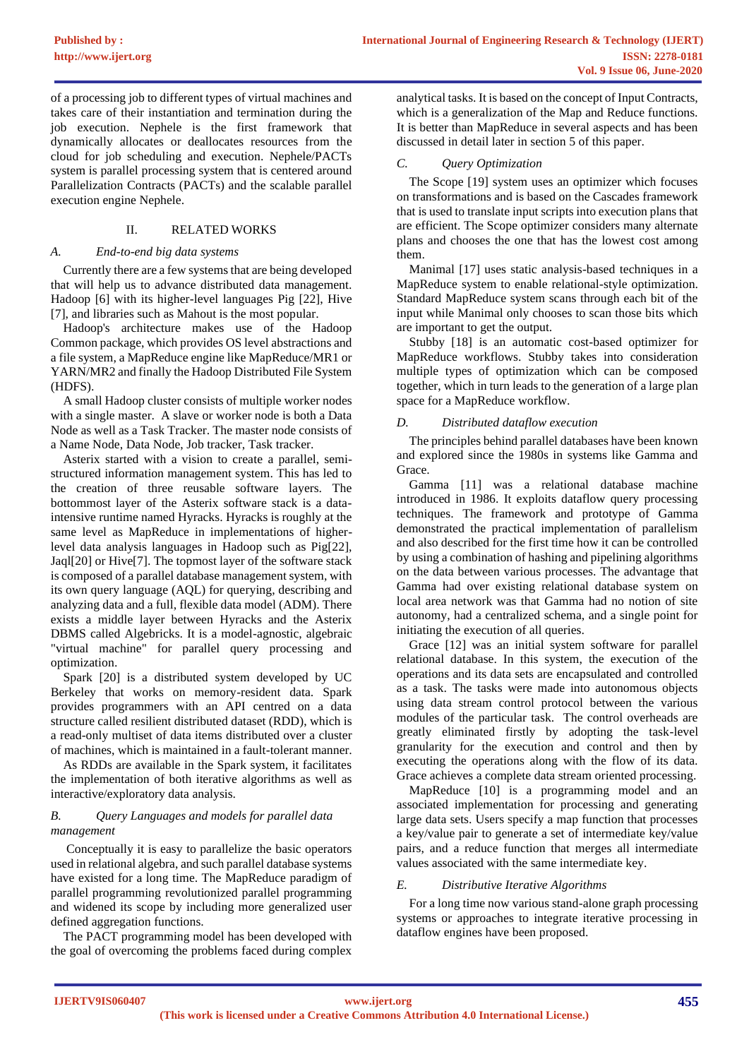of a processing job to different types of virtual machines and takes care of their instantiation and termination during the job execution. Nephele is the first framework that dynamically allocates or deallocates resources from the cloud for job scheduling and execution. Nephele/PACTs system is parallel processing system that is centered around Parallelization Contracts (PACTs) and the scalable parallel execution engine Nephele.

## II. RELATED WORKS

### *A. End-to-end big data systems*

Currently there are a few systems that are being developed that will help us to advance distributed data management. Hadoop [6] with its higher-level languages Pig [22], Hive [7], and libraries such as Mahout is the most popular.

Hadoop's architecture makes use of the Hadoop Common package, which provides OS level abstractions and a file system, a MapReduce engine like MapReduce/MR1 or YARN/MR2 and finally the Hadoop Distributed File System (HDFS).

A small Hadoop cluster consists of multiple worker nodes with a single master. A slave or worker node is both a Data Node as well as a Task Tracker. The master node consists of a Name Node, Data Node, Job tracker, Task tracker.

Asterix started with a vision to create a parallel, semi-structured information management system. This has led to the creation of three reusable software layers. The bottommost layer of the Asterix software stack is a data-intensive runtime named Hyracks. Hyracks is roughly at the same level as MapReduce in implementations of higher-level data analysis languages in Hadoop such as Pig[22], Jaql[20] or Hive[7]. The topmost layer of the software stack is composed of a parallel database management system, with its own query language (AQL) for querying, describing and analyzing data and a full, flexible data model (ADM). There exists a middle layer between Hyracks and the Asterix DBMS called Algebricks. It is a model-agnostic, algebraic "virtual machine" for parallel query processing and optimization.

Spark [20] is a distributed system developed by UC Berkeley that works on memory-resident data. Spark provides programmers with an API centred on a data structure called resilient distributed dataset (RDD), which is a read-only multiset of data items distributed over a cluster of machines, which is maintained in a fault-tolerant manner.

As RDDs are available in the Spark system, it facilitates the implementation of both iterative algorithms as well as interactive/exploratory data analysis.

### *B. Query Languages and models for parallel data management*

Conceptually it is easy to parallelize the basic operators used in relational algebra, and such parallel database systems have existed for a long time. The MapReduce paradigm of parallel programming revolutionized parallel programming and widened its scope by including more generalized user defined aggregation functions.

The PACT programming model has been developed with the goal of overcoming the problems faced during complex analytical tasks. It is based on the concept of Input Contracts, which is a generalization of the Map and Reduce functions. It is better than MapReduce in several aspects and has been discussed in detail later in section 5 of this paper.

### *C. Query Optimization*

The Scope [19] system uses an optimizer which focuses on transformations and is based on the Cascades framework that is used to translate input scripts into execution plans that are efficient. The Scope optimizer considers many alternate plans and chooses the one that has the lowest cost among them.

Manimal [17] uses static analysis-based techniques in a MapReduce system to enable relational-style optimization. Standard MapReduce system scans through each bit of the input while Manimal only chooses to scan those bits which are important to get the output.

Stubby [18] is an automatic cost-based optimizer for MapReduce workflows. Stubby takes into consideration multiple types of optimization which can be composed together, which in turn leads to the generation of a large plan space for a MapReduce workflow.

### *D. Distributed dataflow execution*

The principles behind parallel databases have been known and explored since the 1980s in systems like Gamma and Grace.

Gamma [11] was a relational database machine introduced in 1986. It exploits dataflow query processing techniques. The framework and prototype of Gamma demonstrated the practical implementation of parallelism and also described for the first time how it can be controlled by using a combination of hashing and pipelining algorithms on the data between various processes. The advantage that Gamma had over existing relational database system on local area network was that Gamma had no notion of site autonomy, had a centralized schema, and a single point for initiating the execution of all queries.

Grace [12] was an initial system software for parallel relational database. In this system, the execution of the operations and its data sets are encapsulated and controlled as a task. The tasks were made into autonomous objects using data stream control protocol between the various modules of the particular task. The control overheads are greatly eliminated firstly by adopting the task-level granularity for the execution and control and then by executing the operations along with the flow of its data. Grace achieves a complete data stream oriented processing.

MapReduce [10] is a programming model and an associated implementation for processing and generating large data sets. Users specify a map function that processes a key/value pair to generate a set of intermediate key/value pairs, and a reduce function that merges all intermediate values associated with the same intermediate key.

### *E. Distributive Iterative Algorithms*

For a long time now various stand-alone graph processing systems or approaches to integrate iterative processing in dataflow engines have been proposed.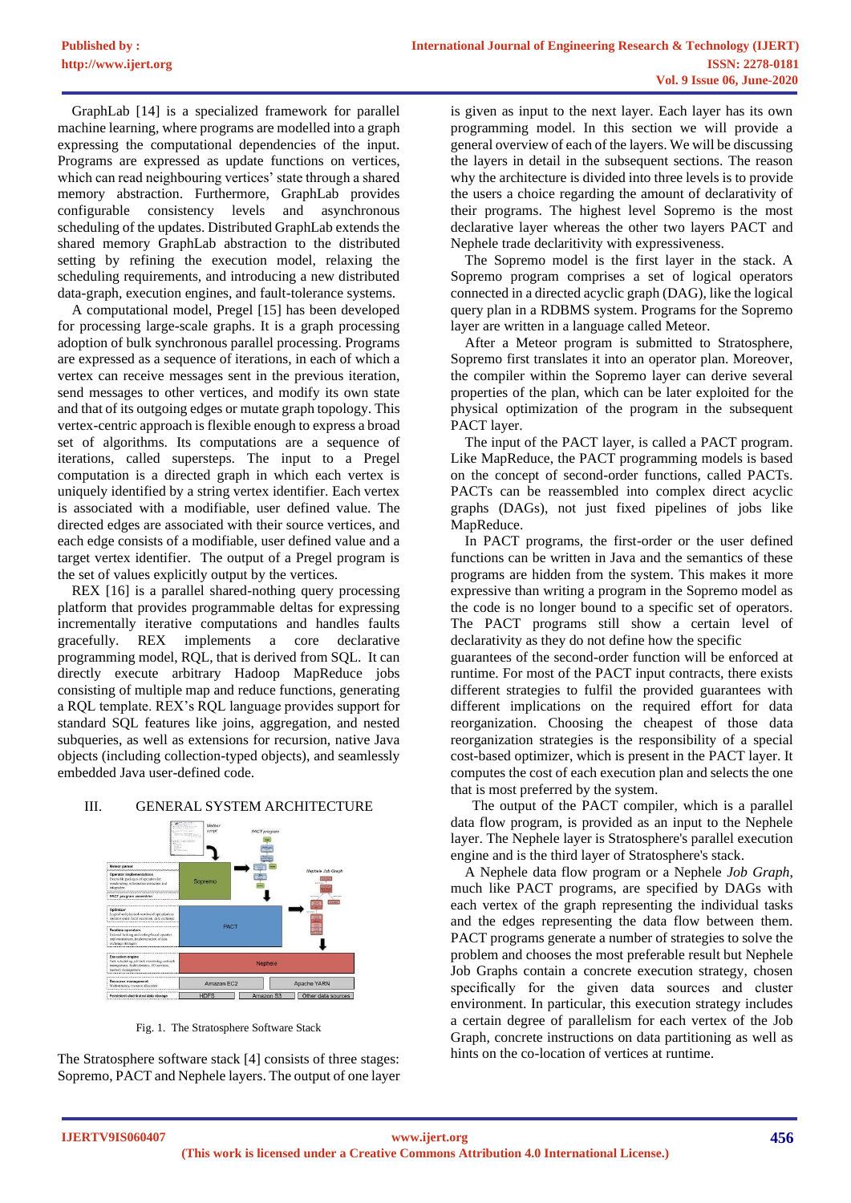GraphLab [14] is a specialized framework for parallel machine learning, where programs are modelled into a graph expressing the computational dependencies of the input. Programs are expressed as update functions on vertices, which can read neighbouring vertices' state through a shared memory abstraction. Furthermore, GraphLab provides configurable consistency levels and asynchronous scheduling of the updates. Distributed GraphLab extends the shared memory GraphLab abstraction to the distributed setting by refining the execution model, relaxing the scheduling requirements, and introducing a new distributed data-graph, execution engines, and fault-tolerance systems.

A computational model, Pregel [15] has been developed for processing large-scale graphs. It is a graph processing adoption of bulk synchronous parallel processing. Programs are expressed as a sequence of iterations, in each of which a vertex can receive messages sent in the previous iteration, send messages to other vertices, and modify its own state and that of its outgoing edges or mutate graph topology. This vertex-centric approach is flexible enough to express a broad set of algorithms. Its computations are a sequence of iterations, called supersteps. The input to a Pregel computation is a directed graph in which each vertex is uniquely identified by a string vertex identifier. Each vertex is associated with a modifiable, user defined value. The directed edges are associated with their source vertices, and each edge consists of a modifiable, user defined value and a target vertex identifier. The output of a Pregel program is the set of values explicitly output by the vertices.

REX [16] is a parallel shared-nothing query processing platform that provides programmable deltas for expressing incrementally iterative computations and handles faults gracefully. REX implements a core declarative programming model, RQL, that is derived from SQL. It can directly execute arbitrary Hadoop MapReduce jobs consisting of multiple map and reduce functions, generating a RQL template. REX's RQL language provides support for standard SQL features like joins, aggregation, and nested subqueries, as well as extensions for recursion, native Java objects (including collection-typed objects), and seamlessly embedded Java user-defined code.

## III. GENERAL SYSTEM ARCHITECTURE

Fig. 1. The Stratosphere Software Stack

The Stratosphere software stack [4] consists of three stages: Sopremo, PACT and Nephele layers. The output of one layer is given as input to the next layer. Each layer has its own programming model. In this section we will provide a general overview of each of the layers. We will be discussing the layers in detail in the subsequent sections. The reason why the architecture is divided into three levels is to provide the users a choice regarding the amount of declarativity of their programs. The highest level Sopremo is the most declarative layer whereas the other two layers PACT and Nephele trade declaritivity with expressiveness.

The Sopremo model is the first layer in the stack. A Sopremo program comprises a set of logical operators connected in a directed acyclic graph (DAG), like the logical query plan in a RDBMS system. Programs for the Sopremo layer are written in a language called Meteor.

After a Meteor program is submitted to Stratosphere, Sopremo first translates it into an operator plan. Moreover, the compiler within the Sopremo layer can derive several properties of the plan, which can be later exploited for the physical optimization of the program in the subsequent PACT layer.

The input of the PACT layer, is called a PACT program. Like MapReduce, the PACT programming models is based on the concept of second-order functions, called PACTs. PACTs can be reassembled into complex direct acyclic graphs (DAGs), not just fixed pipelines of jobs like MapReduce.

In PACT programs, the first-order or the user defined functions can be written in Java and the semantics of these programs are hidden from the system. This makes it more expressive than writing a program in the Sopremo model as the code is no longer bound to a specific set of operators. The PACT programs still show a certain level of declarativity as they do not define how the specific guarantees of the second-order function will be enforced at runtime. For most of the PACT input contracts, there exists different strategies to fulfil the provided guarantees with different implications on the required effort for data reorganization. Choosing the cheapest of those data reorganization strategies is the responsibility of a special cost-based optimizer, which is present in the PACT layer. It computes the cost of each execution plan and selects the one that is most preferred by the system.

The output of the PACT compiler, which is a parallel data flow program, is provided as an input to the Nephele layer. The Nephele layer is Stratosphere's parallel execution engine and is the third layer of Stratosphere's stack.

A Nephele data flow program or a Nephele *Job Graph*, much like PACT programs, are specified by DAGs with each vertex of the graph representing the individual tasks and the edges representing the data flow between them. PACT programs generate a number of strategies to solve the problem and chooses the most preferable result but Nephele Job Graphs contain a concrete execution strategy, chosen specifically for the given data sources and cluster environment. In particular, this execution strategy includes a certain degree of parallelism for each vertex of the Job Graph, concrete instructions on data partitioning as well as hints on the co-location of vertices at runtime.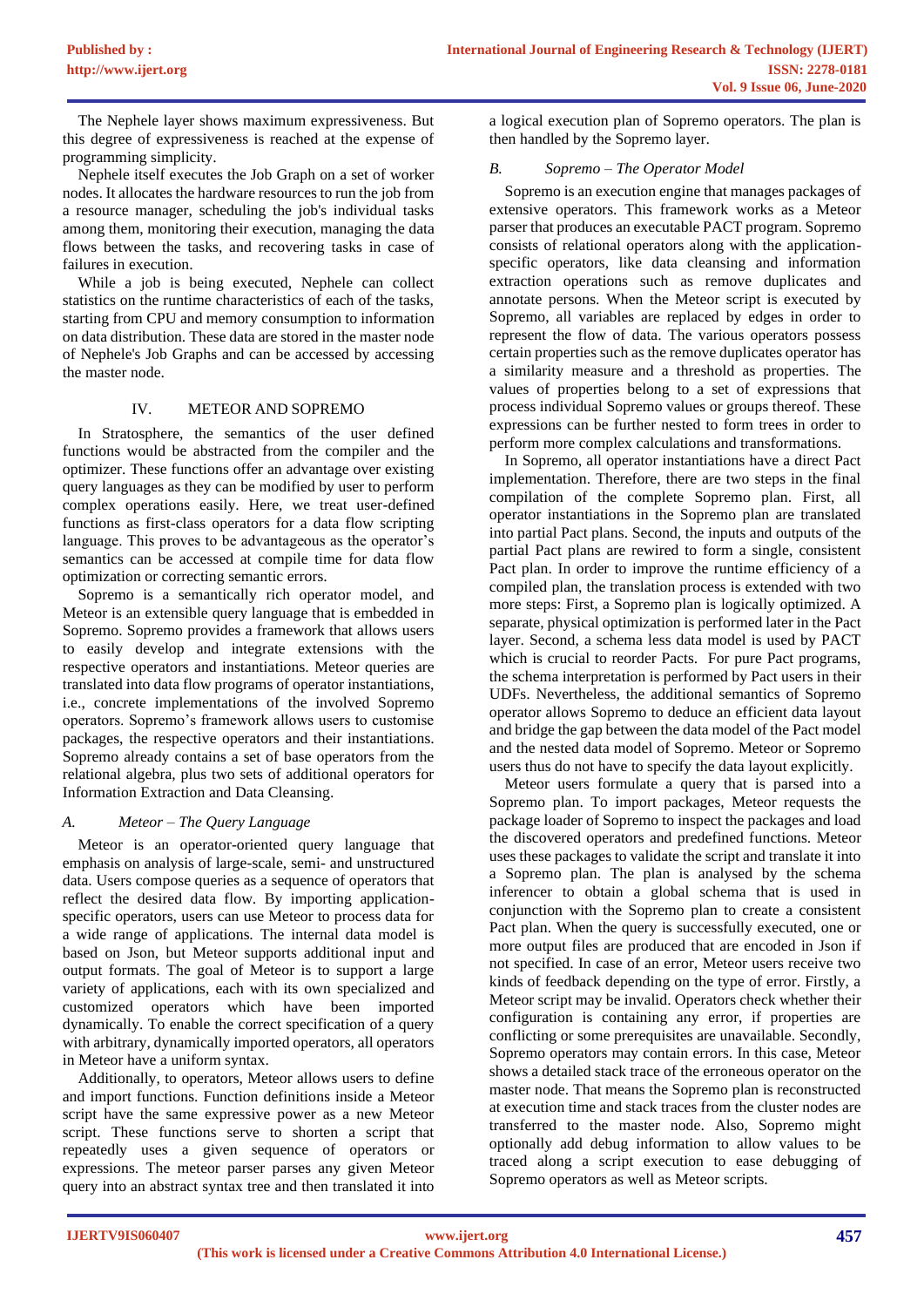The Nephele layer shows maximum expressiveness. But this degree of expressiveness is reached at the expense of programming simplicity.

Nephele itself executes the Job Graph on a set of worker nodes. It allocates the hardware resources to run the job from a resource manager, scheduling the job's individual tasks among them, monitoring their execution, managing the data flows between the tasks, and recovering tasks in case of failures in execution.

While a job is being executed, Nephele can collect statistics on the runtime characteristics of each of the tasks, starting from CPU and memory consumption to information on data distribution. These data are stored in the master node of Nephele's Job Graphs and can be accessed by accessing the master node.

## IV. METEOR AND SOPREMO

In Stratosphere, the semantics of the user defined functions would be abstracted from the compiler and the optimizer. These functions offer an advantage over existing query languages as they can be modified by user to perform complex operations easily. Here, we treat user-defined functions as first-class operators for a data flow scripting language. This proves to be advantageous as the operator's semantics can be accessed at compile time for data flow optimization or correcting semantic errors.

Sopremo is a semantically rich operator model, and Meteor is an extensible query language that is embedded in Sopremo. Sopremo provides a framework that allows users to easily develop and integrate extensions with the respective operators and instantiations. Meteor queries are translated into data flow programs of operator instantiations, i.e., concrete implementations of the involved Sopremo operators. Sopremo's framework allows users to customise packages, the respective operators and their instantiations. Sopremo already contains a set of base operators from the relational algebra, plus two sets of additional operators for Information Extraction and Data Cleansing.

### *A. Meteor – The Query Language*

Meteor is an operator-oriented query language that emphasis on analysis of large-scale, semi- and unstructured data. Users compose queries as a sequence of operators that reflect the desired data flow. By importing application-specific operators, users can use Meteor to process data for a wide range of applications. The internal data model is based on Json, but Meteor supports additional input and output formats. The goal of Meteor is to support a large variety of applications, each with its own specialized and customized operators which have been imported dynamically. To enable the correct specification of a query with arbitrary, dynamically imported operators, all operators in Meteor have a uniform syntax.

Additionally, to operators, Meteor allows users to define and import functions. Function definitions inside a Meteor script have the same expressive power as a new Meteor script. These functions serve to shorten a script that repeatedly uses a given sequence of operators or expressions. The meteor parser parses any given Meteor query into an abstract syntax tree and then translated it into a logical execution plan of Sopremo operators. The plan is then handled by the Sopremo layer.

### *B. Sopremo – The Operator Model*

Sopremo is an execution engine that manages packages of extensive operators. This framework works as a Meteor parser that produces an executable PACT program. Sopremo consists of relational operators along with the application-specific operators, like data cleansing and information extraction operations such as remove duplicates and annotate persons. When the Meteor script is executed by Sopremo, all variables are replaced by edges in order to represent the flow of data. The various operators possess certain properties such as the remove duplicates operator has a similarity measure and a threshold as properties. The values of properties belong to a set of expressions that process individual Sopremo values or groups thereof. These expressions can be further nested to form trees in order to perform more complex calculations and transformations.

In Sopremo, all operator instantiations have a direct Pact implementation. Therefore, there are two steps in the final compilation of the complete Sopremo plan. First, all operator instantiations in the Sopremo plan are translated into partial Pact plans. Second, the inputs and outputs of the partial Pact plans are rewired to form a single, consistent Pact plan. In order to improve the runtime efficiency of a compiled plan, the translation process is extended with two more steps: First, a Sopremo plan is logically optimized. A separate, physical optimization is performed later in the Pact layer. Second, a schema less data model is used by PACT which is crucial to reorder Pacts. For pure Pact programs, the schema interpretation is performed by Pact users in their UDFs. Nevertheless, the additional semantics of Sopremo operator allows Sopremo to deduce an efficient data layout and bridge the gap between the data model of the Pact model and the nested data model of Sopremo. Meteor or Sopremo users thus do not have to specify the data layout explicitly.

Meteor users formulate a query that is parsed into a Sopremo plan. To import packages, Meteor requests the package loader of Sopremo to inspect the packages and load the discovered operators and predefined functions. Meteor uses these packages to validate the script and translate it into a Sopremo plan. The plan is analysed by the schema inferencer to obtain a global schema that is used in conjunction with the Sopremo plan to create a consistent Pact plan. When the query is successfully executed, one or more output files are produced that are encoded in Json if not specified. In case of an error, Meteor users receive two kinds of feedback depending on the type of error. Firstly, a Meteor script may be invalid. Operators check whether their configuration is containing any error, if properties are conflicting or some prerequisites are unavailable. Secondly, Sopremo operators may contain errors. In this case, Meteor shows a detailed stack trace of the erroneous operator on the master node. That means the Sopremo plan is reconstructed at execution time and stack traces from the cluster nodes are transferred to the master node. Also, Sopremo might optionally add debug information to allow values to be traced along a script execution to ease debugging of Sopremo operators as well as Meteor scripts.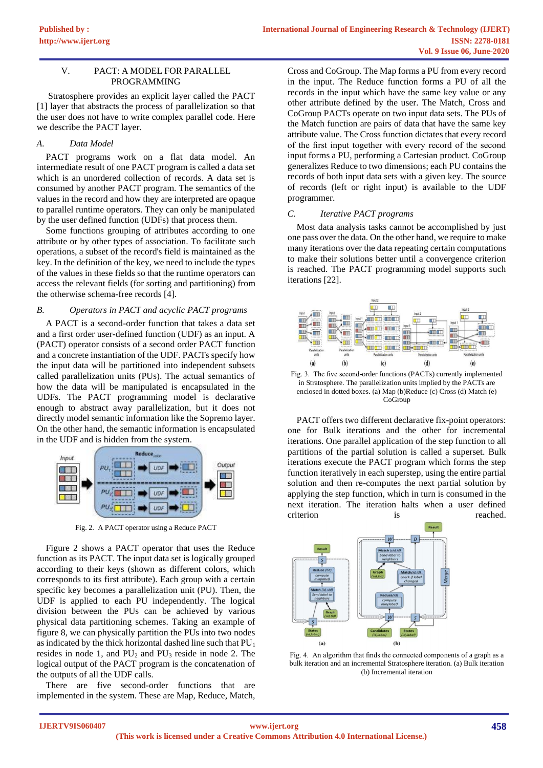## V. PACT: A MODEL FOR PARALLEL PROGRAMMING

Stratosphere provides an explicit layer called the PACT [1] layer that abstracts the process of parallelization so that the user does not have to write complex parallel code. Here we describe the PACT layer.

### *A. Data Model*

PACT programs work on a flat data model. An intermediate result of one PACT program is called a data set which is an unordered collection of records. A data set is consumed by another PACT program. The semantics of the values in the record and how they are interpreted are opaque to parallel runtime operators. They can only be manipulated by the user defined function (UDFs) that process them.

Some functions grouping of attributes according to one attribute or by other types of association. To facilitate such operations, a subset of the record's field is maintained as the key. In the definition of the key, we need to include the types of the values in these fields so that the runtime operators can access the relevant fields (for sorting and partitioning) from the otherwise schema-free records [4].

### *B. Operators in PACT and acyclic PACT programs*

A PACT is a second-order function that takes a data set and a first order user-defined function (UDF) as an input. A (PACT) operator consists of a second order PACT function and a concrete instantiation of the UDF. PACTs specify how the input data will be partitioned into independent subsets called parallelization units (PUs). The actual semantics of how the data will be manipulated is encapsulated in the UDFs. The PACT programming model is declarative enough to abstract away parallelization, but it does not directly model semantic information like the Sopremo layer. On the other hand, the semantic information is encapsulated in the UDF and is hidden from the system.

Fig. 2. A PACT operator using a Reduce PACT

Figure 2 shows a PACT operator that uses the Reduce function as its PACT. The input data set is logically grouped according to their keys (shown as different colors, which corresponds to its first attribute). Each group with a certain specific key becomes a parallelization unit (PU). Then, the UDF is applied to each PU independently. The logical division between the PUs can be achieved by various physical data partitioning schemes. Taking an example of figure 8, we can physically partition the PUs into two nodes as indicated by the thick horizontal dashed line such that $PU_1$ resides in node 1, and $PU_2$ and $PU_3$ reside in node 2. The logical output of the PACT program is the concatenation of the outputs of all the UDF calls.

There are five second-order functions that are implemented in the system. These are Map, Reduce, Match, Cross and CoGroup. The Map forms a PU from every record in the input. The Reduce function forms a PU of all the records in the input which have the same key value or any other attribute defined by the user. The Match, Cross and CoGroup PACTs operate on two input data sets. The PUs of the Match function are pairs of data that have the same key attribute value. The Cross function dictates that every record of the first input together with every record of the second input forms a PU, performing a Cartesian product. CoGroup generalizes Reduce to two dimensions; each PU contains the records of both input data sets with a given key. The source of records (left or right input) is available to the UDF programmer.

### *C. Iterative PACT programs*

Most data analysis tasks cannot be accomplished by just one pass over the data. On the other hand, we require to make many iterations over the data repeating certain computations to make their solutions better until a convergence criterion is reached. The PACT programming model supports such iterations [22].

Fig. 3. The five second-order functions (PACTs) currently implemented in Stratosphere. The parallelization units implied by the PACTs are enclosed in dotted boxes. (a) Map (b)Reduce (c) Cross (d) Match (e) CoGroup

PACT offers two different declarative fix-point operators: one for Bulk iterations and the other for incremental iterations. One parallel application of the step function to all partitions of the partial solution is called a superset. Bulk iterations execute the PACT program which forms the step function iteratively in each superstep, using the entire partial solution and then re-computes the next partial solution by applying the step function, which in turn is consumed in the next iteration. The iteration halts when a user defined criterion is reached.

Fig. 4. An algorithm that finds the connected components of a graph as a bulk iteration and an incremental Stratosphere iteration. (a) Bulk iteration (b) Incremental iteration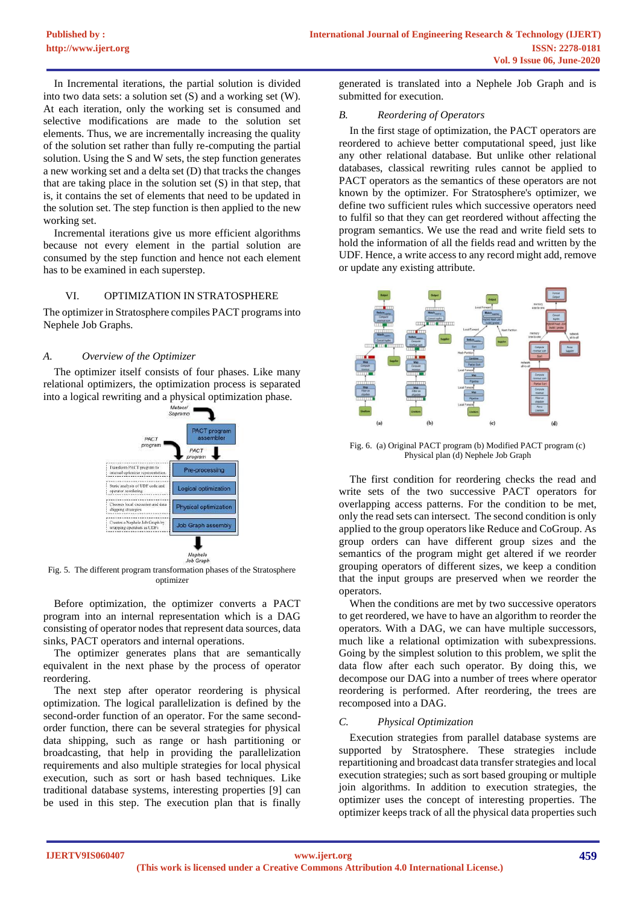In Incremental iterations, the partial solution is divided into two data sets: a solution set (S) and a working set (W). At each iteration, only the working set is consumed and selective modifications are made to the solution set elements. Thus, we are incrementally increasing the quality of the solution set rather than fully re-computing the partial solution. Using the S and W sets, the step function generates a new working set and a delta set (D) that tracks the changes that are taking place in the solution set (S) in that step, that is, it contains the set of elements that need to be updated in the solution set. The step function is then applied to the new working set.

Incremental iterations give us more efficient algorithms because not every element in the partial solution are consumed by the step function and hence not each element has to be examined in each superstep.

## VI. OPTIMIZATION IN STRATOSPHERE

The optimizer in Stratosphere compiles PACT programs into Nephele Job Graphs.

### *A. Overview of the Optimizer*

The optimizer itself consists of four phases. Like many relational optimizers, the optimization process is separated into a logical rewriting and a physical optimization phase.

Fig. 5. The different program transformation phases of the Stratosphere optimizer

Before optimization, the optimizer converts a PACT program into an internal representation which is a DAG consisting of operator nodes that represent data sources, data sinks, PACT operators and internal operations.

The optimizer generates plans that are semantically equivalent in the next phase by the process of operator reordering.

The next step after operator reordering is physical optimization. The logical parallelization is defined by the second-order function of an operator. For the same second-order function, there can be several strategies for physical data shipping, such as range or hash partitioning or broadcasting, that help in providing the parallelization requirements and also multiple strategies for local physical execution, such as sort or hash based techniques. Like traditional database systems, interesting properties [9] can be used in this step. The execution plan that is finally generated is translated into a Nephele Job Graph and is submitted for execution.

### *B. Reordering of Operators*

In the first stage of optimization, the PACT operators are reordered to achieve better computational speed, just like any other relational database. But unlike other relational databases, classical rewriting rules cannot be applied to PACT operators as the semantics of these operators are not known by the optimizer. For Stratosphere's optimizer, we define two sufficient rules which successive operators need to fulfil so that they can get reordered without affecting the program semantics. We use the read and write field sets to hold the information of all the fields read and written by the UDF. Hence, a write access to any record might add, remove or update any existing attribute.

Fig. 6. (a) Original PACT program (b) Modified PACT program (c) Physical plan (d) Nephele Job Graph

The first condition for reordering checks the read and write sets of the two successive PACT operators for overlapping access patterns. For the condition to be met, only the read sets can intersect. The second condition is only applied to the group operators like Reduce and CoGroup. As group orders can have different group sizes and the semantics of the program might get altered if we reorder grouping operators of different sizes, we keep a condition that the input groups are preserved when we reorder the operators.

When the conditions are met by two successive operators to get reordered, we have to have an algorithm to reorder the operators. With a DAG, we can have multiple successors, much like a relational optimization with subexpressions. Going by the simplest solution to this problem, we split the data flow after each such operator. By doing this, we decompose our DAG into a number of trees where operator reordering is performed. After reordering, the trees are recomposed into a DAG.

### *C. Physical Optimization*

Execution strategies from parallel database systems are supported by Stratosphere. These strategies include repartitioning and broadcast data transfer strategies and local execution strategies; such as sort based grouping or multiple join algorithms. In addition to execution strategies, the optimizer uses the concept of interesting properties. The optimizer keeps track of all the physical data properties such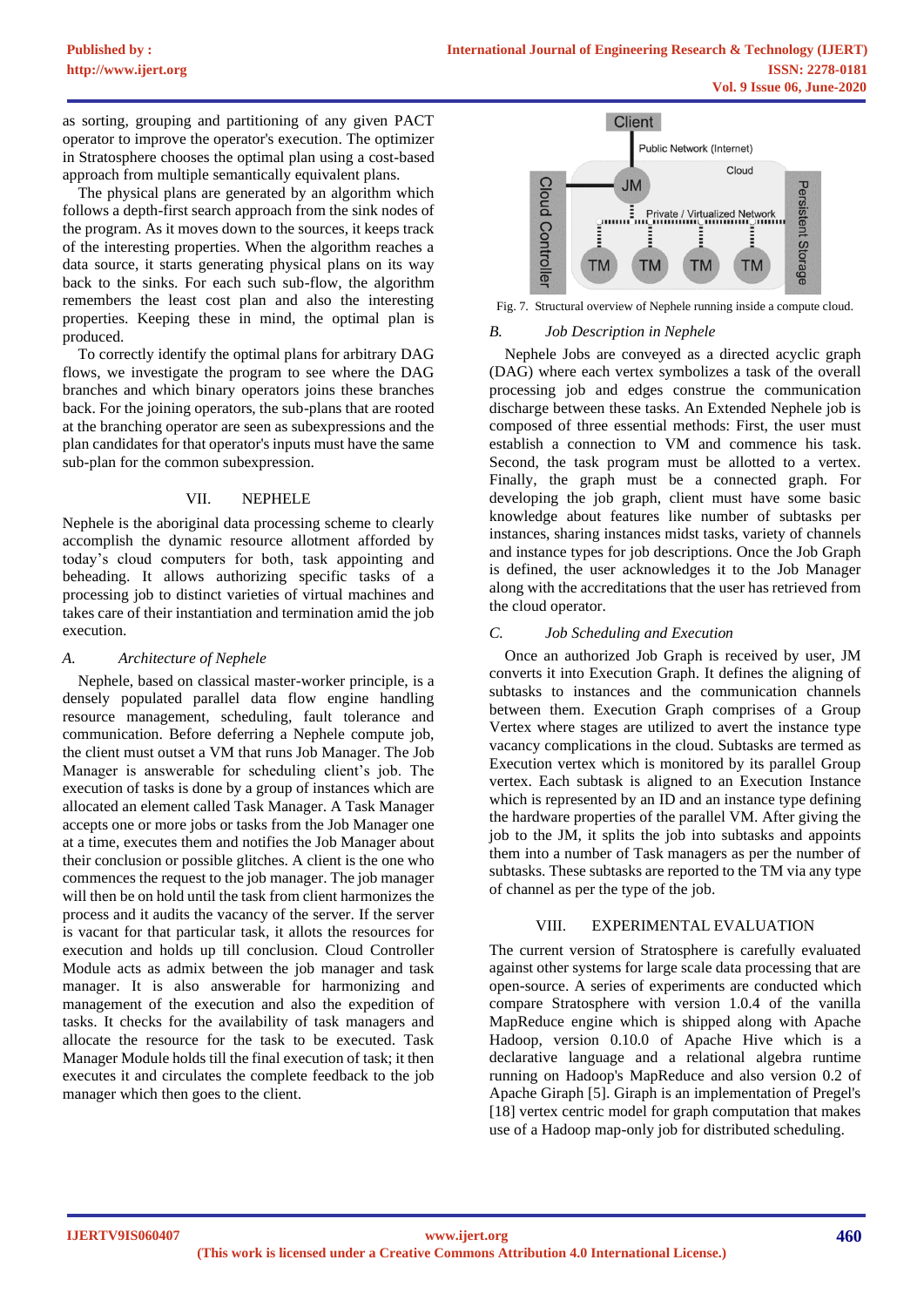as sorting, grouping and partitioning of any given PACT operator to improve the operator's execution. The optimizer in Stratosphere chooses the optimal plan using a cost-based approach from multiple semantically equivalent plans.

The physical plans are generated by an algorithm which follows a depth-first search approach from the sink nodes of the program. As it moves down to the sources, it keeps track of the interesting properties. When the algorithm reaches a data source, it starts generating physical plans on its way back to the sinks. For each such sub-flow, the algorithm remembers the least cost plan and also the interesting properties. Keeping these in mind, the optimal plan is produced.

To correctly identify the optimal plans for arbitrary DAG flows, we investigate the program to see where the DAG branches and which binary operators joins these branches back. For the joining operators, the sub-plans that are rooted at the branching operator are seen as subexpressions and the plan candidates for that operator's inputs must have the same sub-plan for the common subexpression.

## VII. NEPHELE

Nephele is the aboriginal data processing scheme to clearly accomplish the dynamic resource allotment afforded by today's cloud computers for both, task appointing and beheading. It allows authorizing specific tasks of a processing job to distinct varieties of virtual machines and takes care of their instantiation and termination amid the job execution.

### *A. Architecture of Nephele*

Nephele, based on classical master-worker principle, is a densely populated parallel data flow engine handling resource management, scheduling, fault tolerance and communication. Before deferring a Nephele compute job, the client must outset a VM that runs Job Manager. The Job Manager is answerable for scheduling client's job. The execution of tasks is done by a group of instances which are allocated an element called Task Manager. A Task Manager accepts one or more jobs or tasks from the Job Manager one at a time, executes them and notifies the Job Manager about their conclusion or possible glitches. A client is the one who commences the request to the job manager. The job manager will then be on hold until the task from client harmonizes the process and it audits the vacancy of the server. If the server is vacant for that particular task, it allots the resources for execution and holds up till conclusion. Cloud Controller Module acts as admix between the job manager and task manager. It is also answerable for harmonizing and management of the execution and also the expedition of tasks. It checks for the availability of task managers and allocate the resource for the task to be executed. Task Manager Module holds till the final execution of task; it then executes it and circulates the complete feedback to the job manager which then goes to the client.

Fig. 7. Structural overview of Nephele running inside a compute cloud.

### *B. Job Description in Nephele*

Nephele Jobs are conveyed as a directed acyclic graph (DAG) where each vertex symbolizes a task of the overall processing job and edges construe the communication discharge between these tasks. An Extended Nephele job is composed of three essential methods: First, the user must establish a connection to VM and commence his task. Second, the task program must be allotted to a vertex. Finally, the graph must be a connected graph. For developing the job graph, client must have some basic knowledge about features like number of subtasks per instances, sharing instances midst tasks, variety of channels and instance types for job descriptions. Once the Job Graph is defined, the user acknowledges it to the Job Manager along with the accreditations that the user has retrieved from the cloud operator.

### *C. Job Scheduling and Execution*

Once an authorized Job Graph is received by user, JM converts it into Execution Graph. It defines the aligning of subtasks to instances and the communication channels between them. Execution Graph comprises of a Group Vertex where stages are utilized to avert the instance type vacancy complications in the cloud. Subtasks are termed as Execution vertex which is monitored by its parallel Group vertex. Each subtask is aligned to an Execution Instance which is represented by an ID and an instance type defining the hardware properties of the parallel VM. After giving the job to the JM, it splits the job into subtasks and appoints them into a number of Task managers as per the number of subtasks. These subtasks are reported to the TM via any type of channel as per the type of the job.

## VIII. EXPERIMENTAL EVALUATION

The current version of Stratosphere is carefully evaluated against other systems for large scale data processing that are open-source. A series of experiments are conducted which compare Stratosphere with version 1.0.4 of the vanilla MapReduce engine which is shipped along with Apache Hadoop, version 0.10.0 of Apache Hive which is a declarative language and a relational algebra runtime running on Hadoop's MapReduce and also version 0.2 of Apache Giraph [5]. Giraph is an implementation of Pregel's [18] vertex centric model for graph computation that makes use of a Hadoop map-only job for distributed scheduling.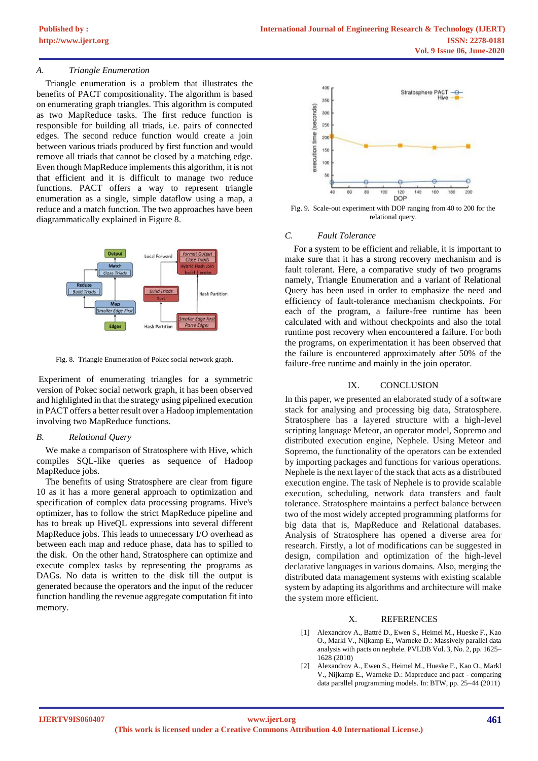### A. Triangle Enumeration

Triangle enumeration is a problem that illustrates the benefits of PACT compositionality. The algorithm is based on enumerating graph triangles. This algorithm is computed as two MapReduce tasks. The first reduce function is responsible for building all triads, i.e. pairs of connected edges. The second reduce function would create a join between various triads produced by first function and would remove all triads that cannot be closed by a matching edge. Even though MapReduce implements this algorithm, it is not that efficient and it is difficult to manage two reduce functions. PACT offers a way to represent triangle enumeration as a single, simple dataflow using a map, a reduce and a match function. The two approaches have been diagrammatically explained in Figure 8.

Fig. 8. Triangle Enumeration of Pokec social network graph.

Experiment of enumerating triangles for a symmetric version of Pokec social network graph, it has been observed and highlighted in that the strategy using pipelined execution in PACT offers a better result over a Hadoop implementation involving two MapReduce functions.

### B. Relational Query

We make a comparison of Stratosphere with Hive, which compiles SQL-like queries as sequence of Hadoop MapReduce jobs.

The benefits of using Stratosphere are clear from figure 10 as it has a more general approach to optimization and specification of complex data processing programs. Hive's optimizer, has to follow the strict MapReduce pipeline and has to break up HiveQL expressions into several different MapReduce jobs. This leads to unnecessary I/O overhead as between each map and reduce phase, data has to spilled to the disk. On the other hand, Stratosphere can optimize and execute complex tasks by representing the programs as DAGs. No data is written to the disk till the output is generated because the operators and the input of the reducer function handling the revenue aggregate computation fit into memory.

Fig. 9. Scale-out experiment with DOP ranging from 40 to 200 for the relational query.

### C. Fault Tolerance

For a system to be efficient and reliable, it is important to make sure that it has a strong recovery mechanism and is fault tolerant. Here, a comparative study of two programs namely, Triangle Enumeration and a variant of Relational Query has been used in order to emphasize the need and efficiency of fault-tolerance mechanism checkpoints. For each of the program, a failure-free runtime has been calculated with and without checkpoints and also the total runtime post recovery when encountered a failure. For both the programs, on experimentation it has been observed that the failure is encountered approximately after 50% of the failure-free runtime and mainly in the join operator.

## IX. CONCLUSION

In this paper, we presented an elaborated study of a software stack for analysing and processing big data, Stratosphere. Stratosphere has a layered structure with a high-level scripting language Meteor, an operator model, Sopremo and distributed execution engine, Nephele. Using Meteor and Sopremo, the functionality of the operators can be extended by importing packages and functions for various operations. Nephele is the next layer of the stack that acts as a distributed execution engine. The task of Nephele is to provide scalable execution, scheduling, network data transfers and fault tolerance. Stratosphere maintains a perfect balance between two of the most widely accepted programming platforms for big data that is, MapReduce and Relational databases. Analysis of Stratosphere has opened a diverse area for research. Firstly, a lot of modifications can be suggested in design, compilation and optimization of the high-level declarative languages in various domains. Also, merging the distributed data management systems with existing scalable system by adapting its algorithms and architecture will make the system more efficient.

## X. REFERENCES

[1] Alexandrov A., Battré D., Ewen S., Heimel M., Hueske F., Kao O., Markl V., Nijkamp E., Warneke D.: Massively parallel data analysis with pacts on nephele. PVLDB Vol. 3, No. 2, pp. 1625–1628 (2010)

[2] Alexandrov A., Ewen S., Heimel M., Hueske F., Kao O., Markl V., Nijkamp E., Warneke D.: Mapreduce and pact - comparing data parallel programming models. In: BTW, pp. 25–44 (2011)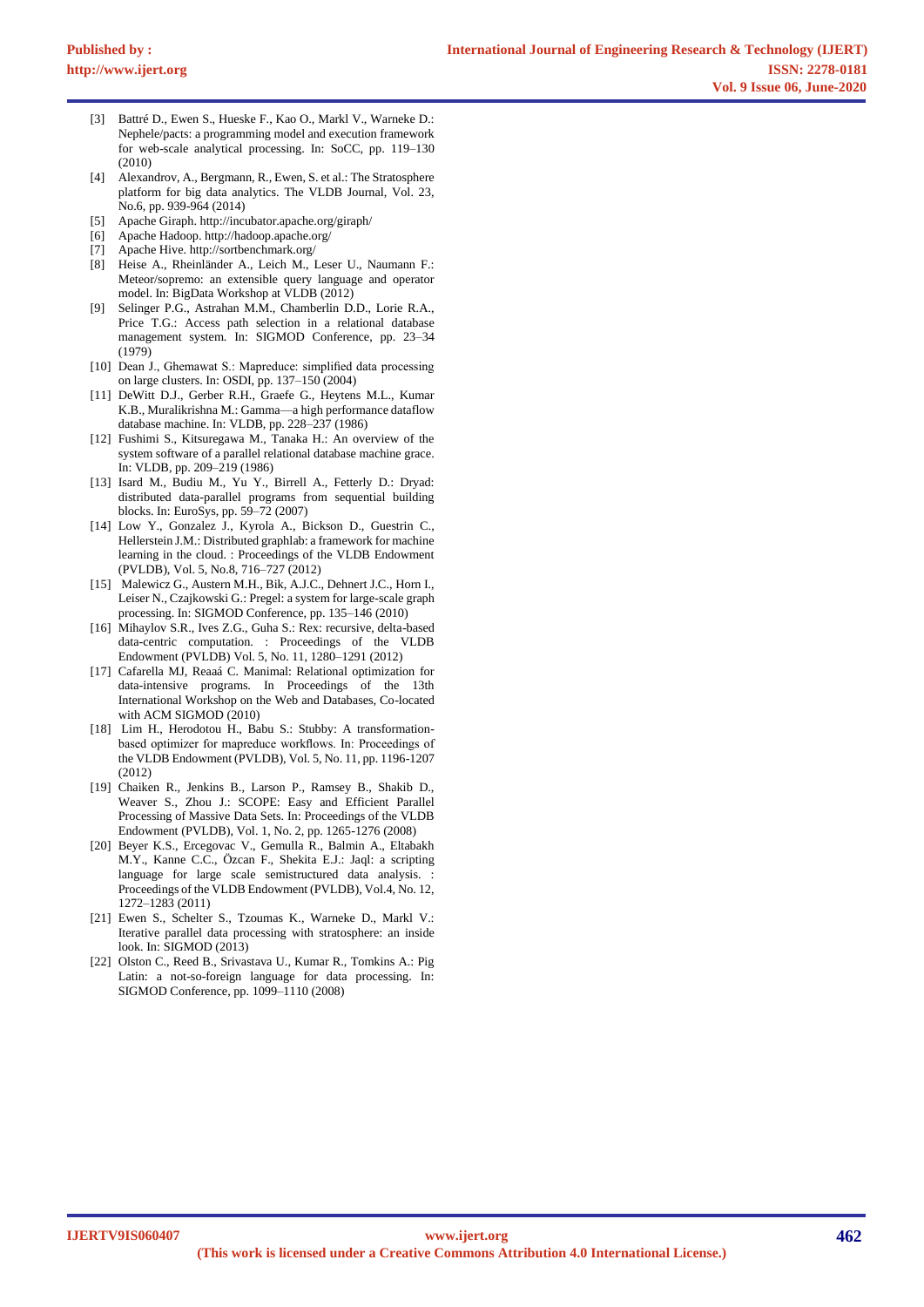[3] Battré D., Ewen S., Hueske F., Kao O., Markl V., Warneke D.: Nephele/pacts: a programming model and execution framework for web-scale analytical processing. In: SoCC, pp. 119–130 (2010)

[4] Alexandrov, A., Bergmann, R., Ewen, S. et al.: The Stratosphere platform for big data analytics. The VLDB Journal, Vol. 23, No.6, pp. 939-964 (2014)

[5] Apache Giraph. http://incubator.apache.org/giraph/

[6] Apache Hadoop. http://hadoop.apache.org/

[7] Apache Hive. http://sortbenchmark.org/

[8] Heise A., Rheinländer A., Leich M., Leser U., Naumann F.: Meteor/sopremo: an extensible query language and operator model. In: BigData Workshop at VLDB (2012)

[9] Selinger P.G., Astrahan M.M., Chamberlin D.D., Lorie R.A., Price T.G.: Access path selection in a relational database management system. In: SIGMOD Conference, pp. 23–34 (1979)

[10] Dean J., Ghemawat S.: Mapreduce: simplified data processing on large clusters. In: OSDI, pp. 137–150 (2004)

[11] DeWitt D.J., Gerber R.H., Graefe G., Heytens M.L., Kumar K.B., Muralikrishna M.: Gamma—a high performance dataflow database machine. In: VLDB, pp. 228–237 (1986)

[12] Fushimi S., Kitsuregawa M., Tanaka H.: An overview of the system software of a parallel relational database machine grace. In: VLDB, pp. 209–219 (1986)

[13] Isard M., Budiu M., Yu Y., Birrell A., Fetterly D.: Dryad: distributed data-parallel programs from sequential building blocks. In: EuroSys, pp. 59–72 (2007)

[14] Low Y., Gonzalez J., Kyrola A., Bickson D., Guestrin C., Hellerstein J.M.: Distributed graphlab: a framework for machine learning in the cloud. : Proceedings of the VLDB Endowment (PVLDB), Vol. 5, No.8, 716–727 (2012)

[15] Malewicz G., Austern M.H., Bik, A.J.C., Dehnert J.C., Horn I., Leiser N., Czajkowski G.: Pregel: a system for large-scale graph processing. In: SIGMOD Conference, pp. 135–146 (2010)

[16] Mihaylov S.R., Ives Z.G., Guha S.: Rex: recursive, delta-based data-centric computation. : Proceedings of the VLDB Endowment (PVLDB) Vol. 5, No. 11, 1280–1291 (2012)

[17] Cafarella MJ, Reaaá C. Manimal: Relational optimization for data-intensive programs. In Proceedings of the 13th International Workshop on the Web and Databases, Co-located with ACM SIGMOD (2010)

[18] Lim H., Herodotou H., Babu S.: Stubby: A transformation-based optimizer for mapreduce workflows. In: Proceedings of the VLDB Endowment (PVLDB), Vol. 5, No. 11, pp. 1196-1207 (2012)

[19] Chaiken R., Jenkins B., Larson P., Ramsey B., Shakib D., Weaver S., Zhou J.: SCOPE: Easy and Efficient Parallel Processing of Massive Data Sets. In: Proceedings of the VLDB Endowment (PVLDB), Vol. 1, No. 2, pp. 1265-1276 (2008)

[20] Beyer K.S., Ercegovac V., Gemulla R., Balmin A., Eltabakh M.Y., Kanne C.C., Özcan F., Shekita E.J.: Jaql: a scripting language for large scale semistructured data analysis. : Proceedings of the VLDB Endowment (PVLDB), Vol.4, No. 12, 1272–1283 (2011)

[21] Ewen S., Schelter S., Tzoumas K., Warneke D., Markl V.: Iterative parallel data processing with stratosphere: an inside look. In: SIGMOD (2013)

[22] Olston C., Reed B., Srivastava U., Kumar R., Tomkins A.: Pig Latin: a not-so-foreign language for data processing. In: SIGMOD Conference, pp. 1099–1110 (2008)